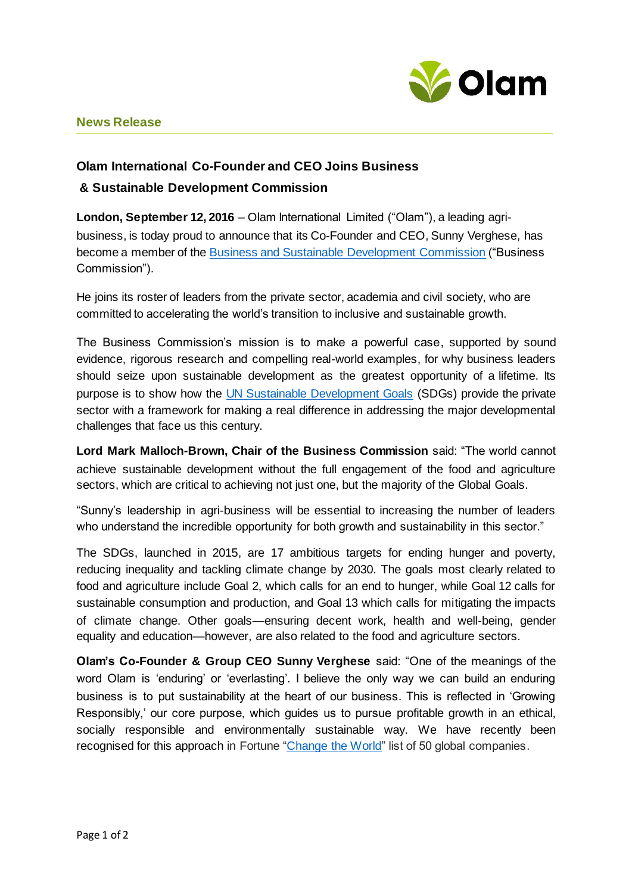**News Release**

## Olam International Co-Founder and CEO Joins Business & Sustainable Development Commission

**London, September 12, 2016** – Olam International Limited ("Olam"), a leading agri-business, is today proud to announce that its Co-Founder and CEO, Sunny Verghese, has become a member of the Business and Sustainable Development Commission ("Business Commission").

He joins its roster of leaders from the private sector, academia and civil society, who are committed to accelerating the world's transition to inclusive and sustainable growth.

The Business Commission's mission is to make a powerful case, supported by sound evidence, rigorous research and compelling real-world examples, for why business leaders should seize upon sustainable development as the greatest opportunity of a lifetime. Its purpose is to show how the UN Sustainable Development Goals (SDGs) provide the private sector with a framework for making a real difference in addressing the major developmental challenges that face us this century.

**Lord Mark Malloch-Brown, Chair of the Business Commission** said: "The world cannot achieve sustainable development without the full engagement of the food and agriculture sectors, which are critical to achieving not just one, but the majority of the Global Goals.

"Sunny's leadership in agri-business will be essential to increasing the number of leaders who understand the incredible opportunity for both growth and sustainability in this sector."

The SDGs, launched in 2015, are 17 ambitious targets for ending hunger and poverty, reducing inequality and tackling climate change by 2030. The goals most clearly related to food and agriculture include Goal 2, which calls for an end to hunger, while Goal 12 calls for sustainable consumption and production, and Goal 13 which calls for mitigating the impacts of climate change. Other goals—ensuring decent work, health and well-being, gender equality and education—however, are also related to the food and agriculture sectors.

**Olam's Co-Founder & Group CEO Sunny Verghese** said: "One of the meanings of the word Olam is 'enduring' or 'everlasting'. I believe the only way we can build an enduring business is to put sustainability at the heart of our business. This is reflected in 'Growing Responsibly,' our core purpose, which guides us to pursue profitable growth in an ethical, socially responsible and environmentally sustainable way. We have recently been recognised for this approach in Fortune "Change the World" list of 50 global companies.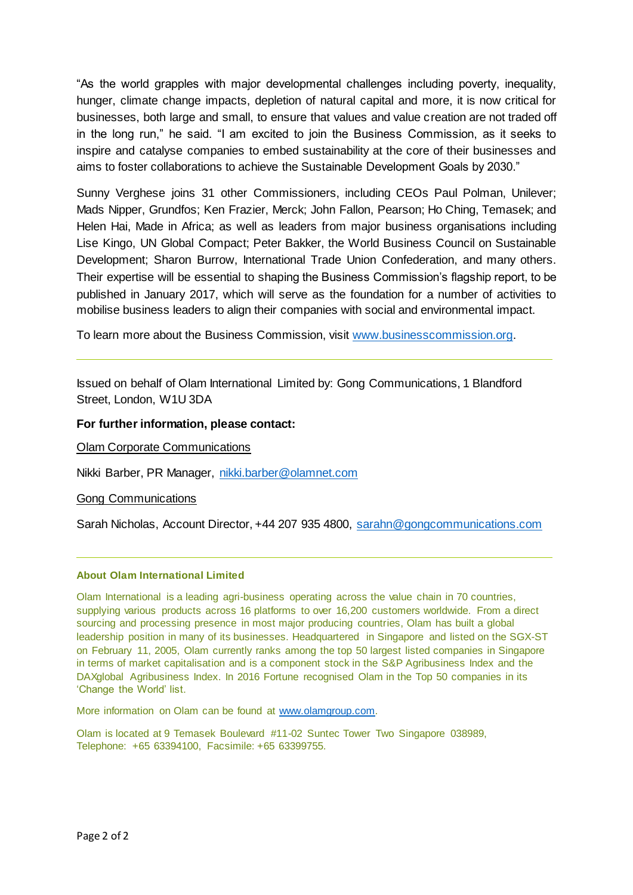"As the world grapples with major developmental challenges including poverty, inequality, hunger, climate change impacts, depletion of natural capital and more, it is now critical for businesses, both large and small, to ensure that values and value creation are not traded off in the long run," he said. "I am excited to join the Business Commission, as it seeks to inspire and catalyse companies to embed sustainability at the core of their businesses and aims to foster collaborations to achieve the Sustainable Development Goals by 2030."

Sunny Verghese joins 31 other Commissioners, including CEOs Paul Polman, Unilever; Mads Nipper, Grundfos; Ken Frazier, Merck; John Fallon, Pearson; Ho Ching, Temasek; and Helen Hai, Made in Africa; as well as leaders from major business organisations including Lise Kingo, UN Global Compact; Peter Bakker, the World Business Council on Sustainable Development; Sharon Burrow, International Trade Union Confederation, and many others. Their expertise will be essential to shaping the Business Commission's flagship report, to be published in January 2017, which will serve as the foundation for a number of activities to mobilise business leaders to align their companies with social and environmental impact.

To learn more about the Business Commission, visit www.businesscommission.org.

---

Issued on behalf of Olam International Limited by: Gong Communications, 1 Blandford Street, London, W1U 3DA

**For further information, please contact:**

Olam Corporate Communications

Nikki Barber, PR Manager, nikki.barber@olamnet.com

Gong Communications

Sarah Nicholas, Account Director, +44 207 935 4800, sarahn@gongcommunications.com

---

**About Olam International Limited**

Olam International is a leading agri-business operating across the value chain in 70 countries, supplying various products across 16 platforms to over 16,200 customers worldwide. From a direct sourcing and processing presence in most major producing countries, Olam has built a global leadership position in many of its businesses. Headquartered in Singapore and listed on the SGX-ST on February 11, 2005, Olam currently ranks among the top 50 largest listed companies in Singapore in terms of market capitalisation and is a component stock in the S&P Agribusiness Index and the DAXglobal Agribusiness Index. In 2016 Fortune recognised Olam in the Top 50 companies in its 'Change the World' list.

More information on Olam can be found at www.olamgroup.com.

Olam is located at 9 Temasek Boulevard #11-02 Suntec Tower Two Singapore 038989, Telephone: +65 63394100, Facsimile: +65 63399755.